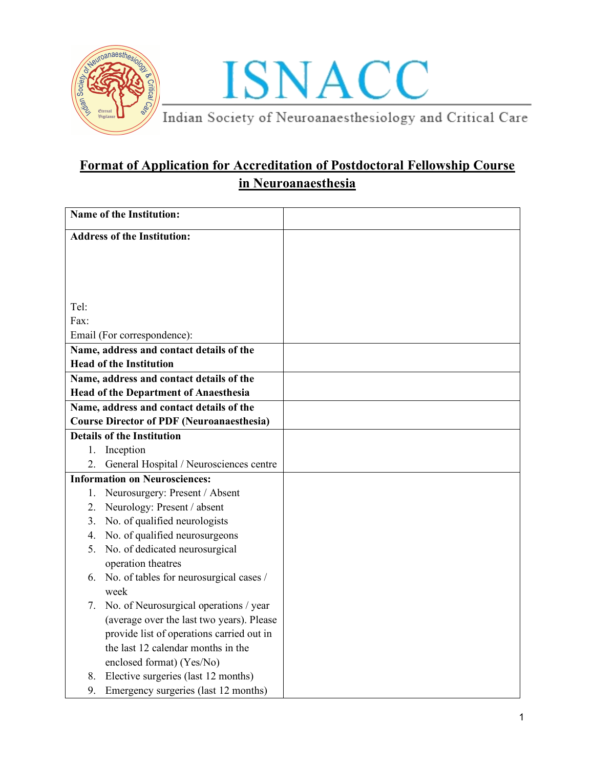# ISNACC

Indian Society of Neuroanaesthesiology and Critical Care

## Format of Application for Accreditation of Postdoctoral Fellowship Course in Neuroanaesthesia

| **Name of the Institution:** | |
|---|---|
| **Address of the Institution:**<br><br>Tel:<br>Fax:<br>Email (For correspondence): | |
| **Name, address and contact details of the Head of the Institution** | |
| **Name, address and contact details of the Head of the Department of Anaesthesia** | |
| **Name, address and contact details of the Course Director of PDF (Neuroanaesthesia)** | |
| **Details of the Institution**<br>1. Inception<br>2. General Hospital / Neurosciences centre | |
| **Information on Neurosciences:**<br>1. Neurosurgery: Present / Absent<br>2. Neurology: Present / absent<br>3. No. of qualified neurologists<br>4. No. of qualified neurosurgeons<br>5. No. of dedicated neurosurgical operation theatres<br>6. No. of tables for neurosurgical cases / week<br>7. No. of Neurosurgical operations / year (average over the last two years). Please provide list of operations carried out in the last 12 calendar months in the enclosed format) (Yes/No)<br>8. Elective surgeries (last 12 months)<br>9. Emergency surgeries (last 12 months) | |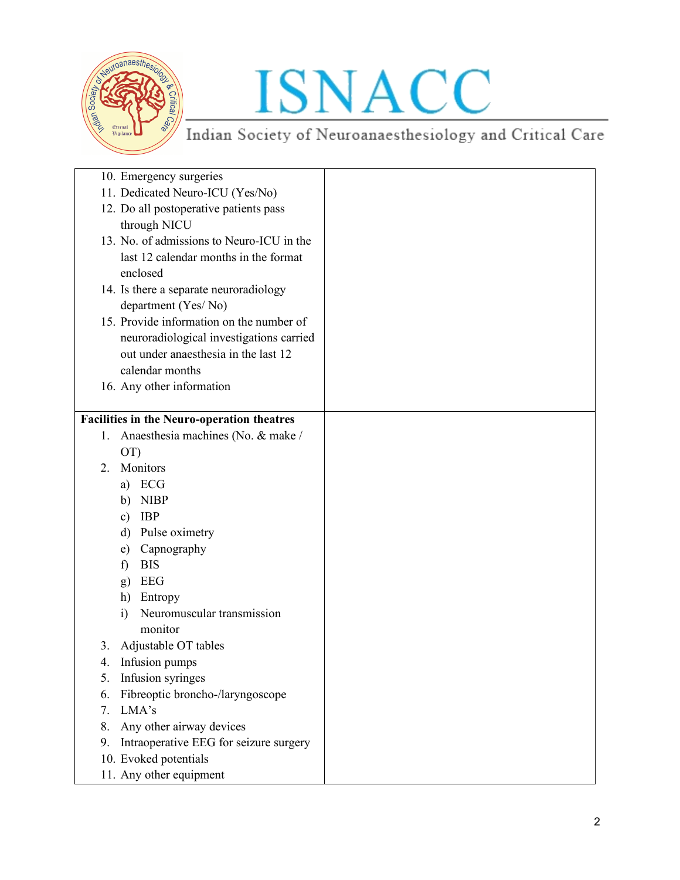| | |
|---|---|
| 10. Emergency surgeries<br>11. Dedicated Neuro-ICU (Yes/No)<br>12. Do all postoperative patients pass through NICU<br>13. No. of admissions to Neuro-ICU in the last 12 calendar months in the format enclosed<br>14. Is there a separate neuroradiology department (Yes/ No)<br>15. Provide information on the number of neuroradiological investigations carried out under anaesthesia in the last 12 calendar months<br>16. Any other information | |
| **Facilities in the Neuro-operation theatres**<br>1. Anaesthesia machines (No. & make / OT)<br>2. Monitors<br>a) ECG<br>b) NIBP<br>c) IBP<br>d) Pulse oximetry<br>e) Capnography<br>f) BIS<br>g) EEG<br>h) Entropy<br>i) Neuromuscular transmission monitor<br>3. Adjustable OT tables<br>4. Infusion pumps<br>5. Infusion syringes<br>6. Fibreoptic broncho-/laryngoscope<br>7. LMA's<br>8. Any other airway devices<br>9. Intraoperative EEG for seizure surgery<br>10. Evoked potentials<br>11. Any other equipment | |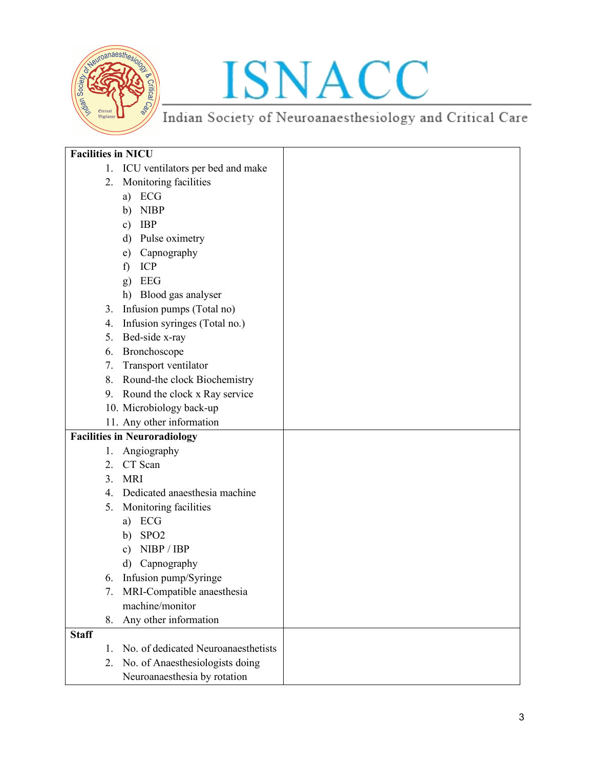| | |
|---|---|
| **Facilities in NICU**<br>1. ICU ventilators per bed and make<br>2. Monitoring facilities<br>a) ECG<br>b) NIBP<br>c) IBP<br>d) Pulse oximetry<br>e) Capnography<br>f) ICP<br>g) EEG<br>h) Blood gas analyser<br>3. Infusion pumps (Total no)<br>4. Infusion syringes (Total no.)<br>5. Bed-side x-ray<br>6. Bronchoscope<br>7. Transport ventilator<br>8. Round-the clock Biochemistry<br>9. Round the clock x Ray service<br>10. Microbiology back-up<br>11. Any other information | |
| **Facilities in Neuroradiology**<br>1. Angiography<br>2. CT Scan<br>3. MRI<br>4. Dedicated anaesthesia machine<br>5. Monitoring facilities<br>a) ECG<br>b) SPO2<br>c) NIBP / IBP<br>d) Capnography<br>6. Infusion pump/Syringe<br>7. MRI-Compatible anaesthesia machine/monitor<br>8. Any other information | |
| **Staff**<br>1. No. of dedicated Neuroanaesthetists<br>2. No. of Anaesthesiologists doing Neuroanaesthesia by rotation | |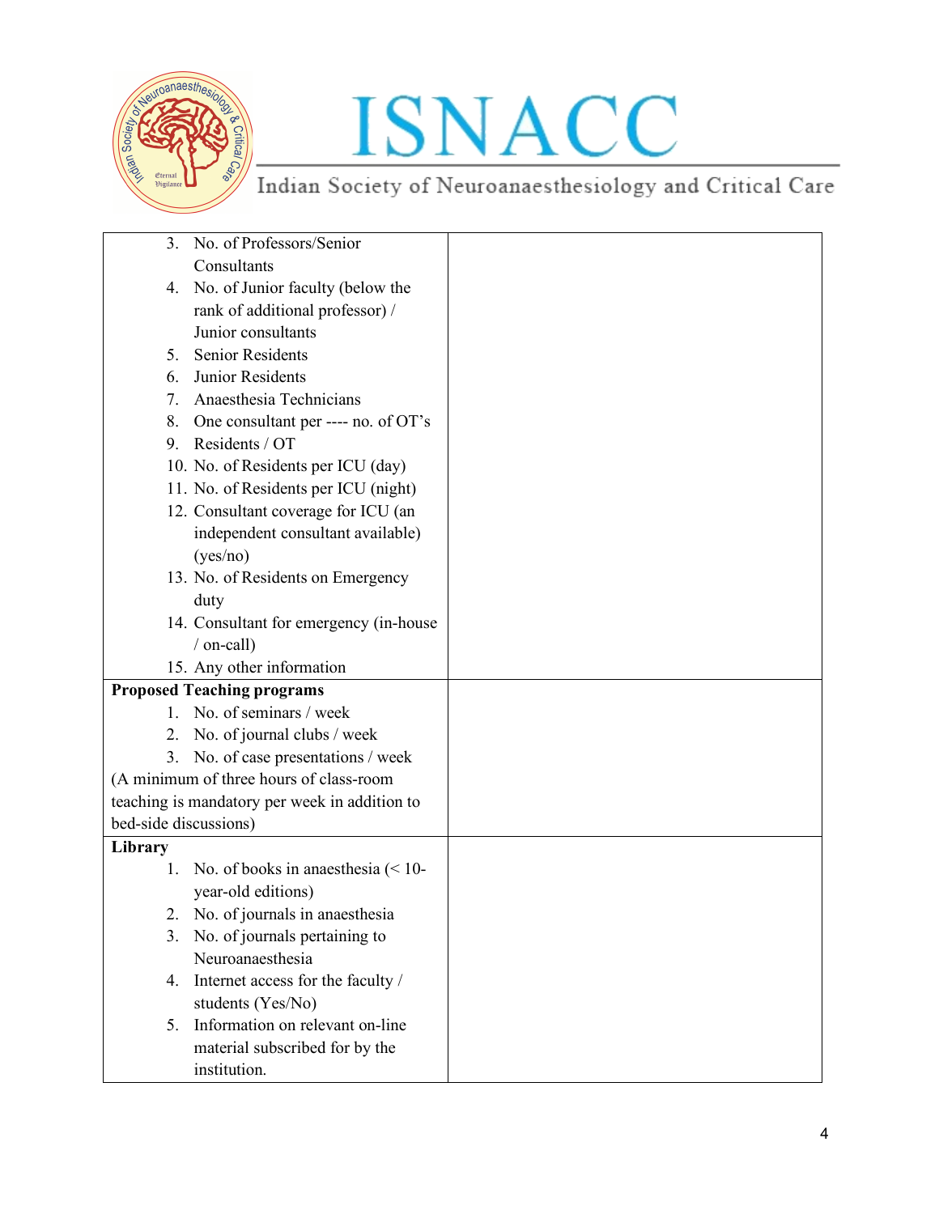| | |
|---|---|
| 3. No. of Professors/Senior Consultants<br>4. No. of Junior faculty (below the rank of additional professor) / Junior consultants<br>5. Senior Residents<br>6. Junior Residents<br>7. Anaesthesia Technicians<br>8. One consultant per ---- no. of OT's<br>9. Residents / OT<br>10. No. of Residents per ICU (day)<br>11. No. of Residents per ICU (night)<br>12. Consultant coverage for ICU (an independent consultant available) (yes/no)<br>13. No. of Residents on Emergency duty<br>14. Consultant for emergency (in-house / on-call)<br>15. Any other information | |
| **Proposed Teaching programs**<br>1. No. of seminars / week<br>2. No. of journal clubs / week<br>3. No. of case presentations / week<br>(A minimum of three hours of class-room teaching is mandatory per week in addition to bed-side discussions) | |
| **Library**<br>1. No. of books in anaesthesia (< 10-year-old editions)<br>2. No. of journals in anaesthesia<br>3. No. of journals pertaining to Neuroanaesthesia<br>4. Internet access for the faculty / students (Yes/No)<br>5. Information on relevant on-line material subscribed for by the institution. | |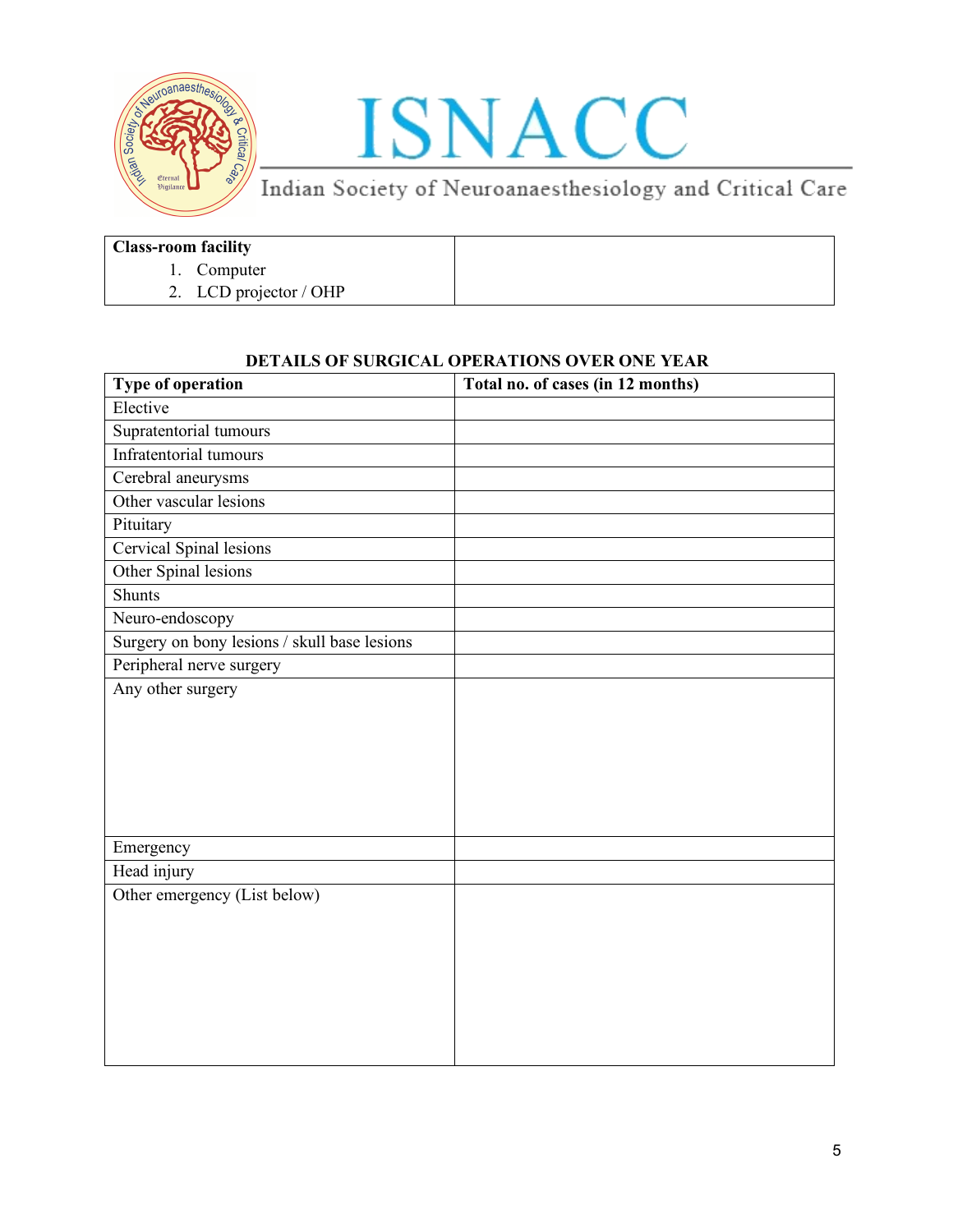| **Class-room facility**<br>1. Computer<br>2. LCD projector / OHP | |
|---|---|

**DETAILS OF SURGICAL OPERATIONS OVER ONE YEAR**

| **Type of operation** | **Total no. of cases (in 12 months)** |
|---|---|
| Elective | |
| Supratentorial tumours | |
| Infratentorial tumours | |
| Cerebral aneurysms | |
| Other vascular lesions | |
| Pituitary | |
| Cervical Spinal lesions | |
| Other Spinal lesions | |
| Shunts | |
| Neuro-endoscopy | |
| Surgery on bony lesions / skull base lesions | |
| Peripheral nerve surgery | |
| Any other surgery | |
| Emergency | |
| Head injury | |
| Other emergency (List below) | |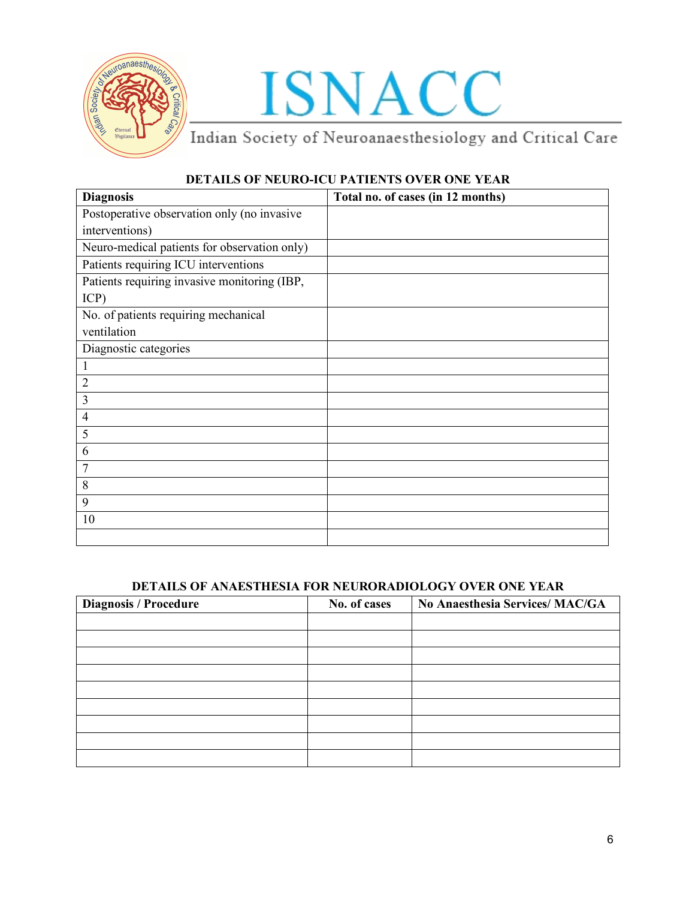ISNACC

Indian Society of Neuroanaesthesiology and Critical Care

## DETAILS OF NEURO-ICU PATIENTS OVER ONE YEAR

| **Diagnosis** | **Total no. of cases (in 12 months)** |
|---|---|
| Postoperative observation only (no invasive interventions) | |
| Neuro-medical patients for observation only) | |
| Patients requiring ICU interventions | |
| Patients requiring invasive monitoring (IBP, ICP) | |
| No. of patients requiring mechanical ventilation | |
| Diagnostic categories | |
| 1 | |
| 2 | |
| 3 | |
| 4 | |
| 5 | |
| 6 | |
| 7 | |
| 8 | |
| 9 | |
| 10 | |
| | |

## DETAILS OF ANAESTHESIA FOR NEURORADIOLOGY OVER ONE YEAR

| **Diagnosis / Procedure** | **No. of cases** | **No Anaesthesia Services/ MAC/GA** |
|---|---|---|
| | | |
| | | |
| | | |
| | | |
| | | |
| | | |
| | | |
| | | |
| | | |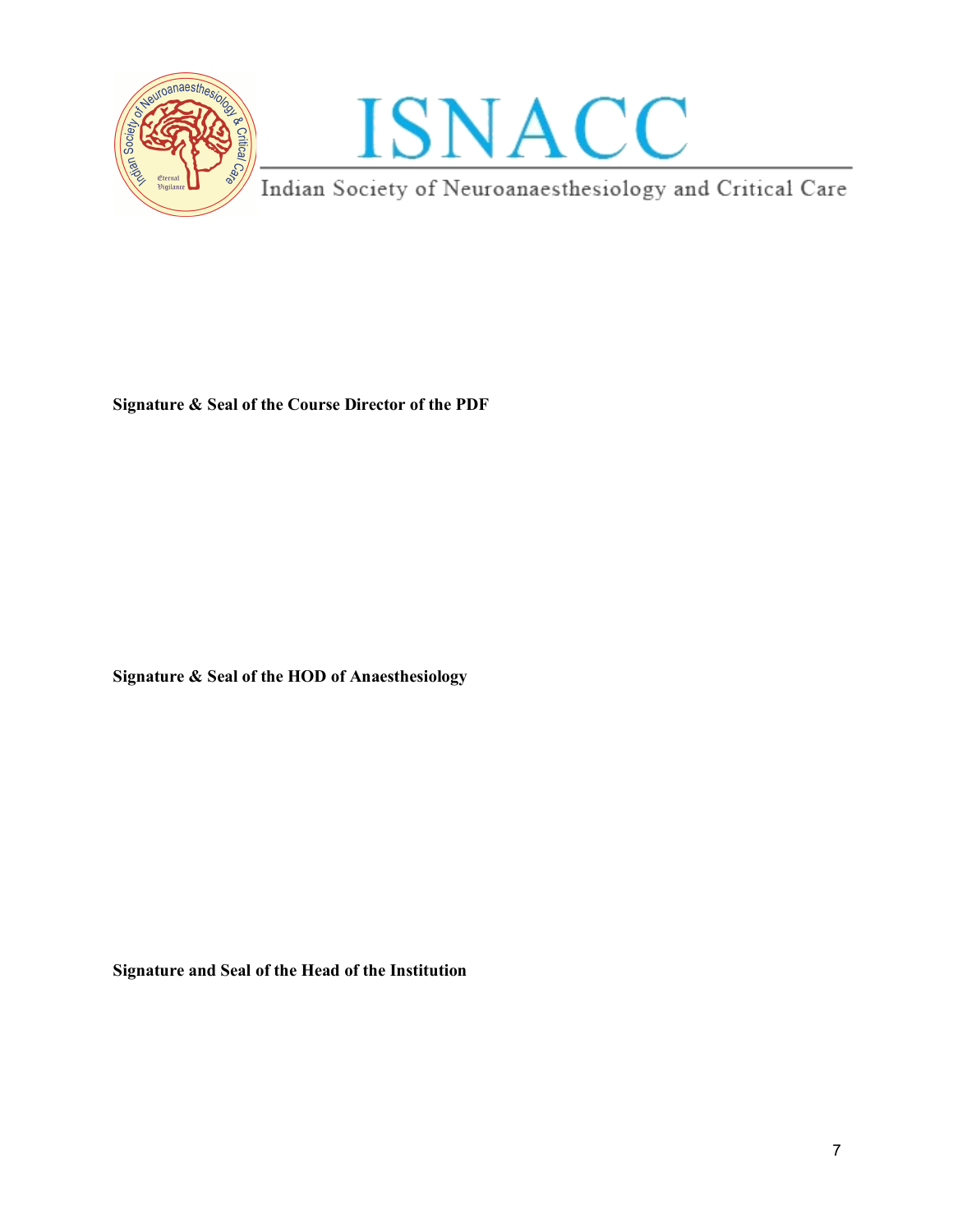**Signature & Seal of the Course Director of the PDF**

**Signature & Seal of the HOD of Anaesthesiology**

**Signature and Seal of the Head of the Institution**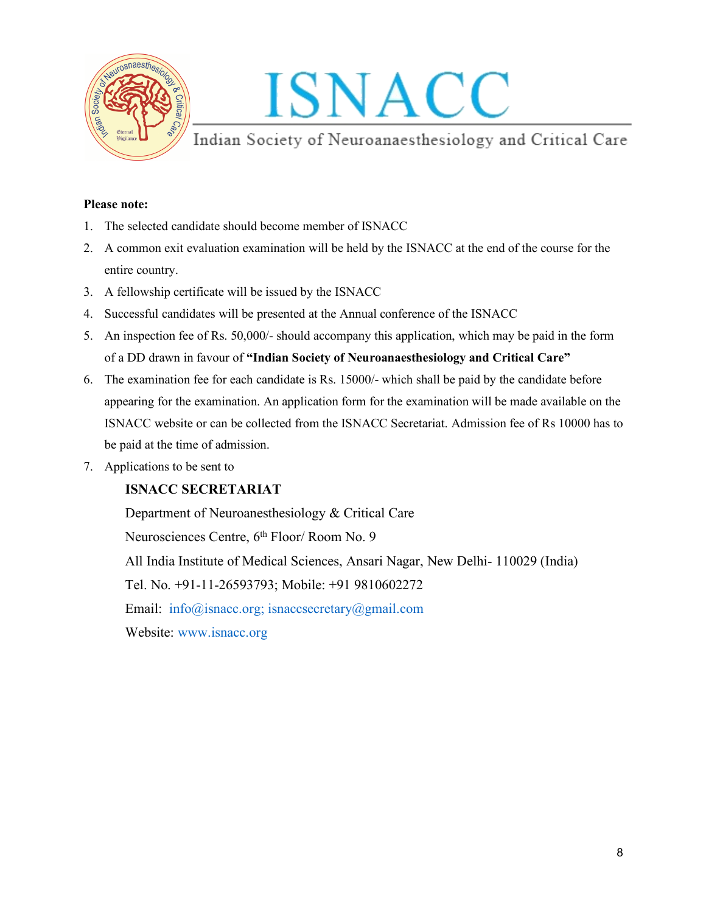**Please note:**

1. The selected candidate should become member of ISNACC
2. A common exit evaluation examination will be held by the ISNACC at the end of the course for the entire country.
3. A fellowship certificate will be issued by the ISNACC
4. Successful candidates will be presented at the Annual conference of the ISNACC
5. An inspection fee of Rs. 50,000/- should accompany this application, which may be paid in the form of a DD drawn in favour of **"Indian Society of Neuroanaesthesiology and Critical Care"**
6. The examination fee for each candidate is Rs. 15000/- which shall be paid by the candidate before appearing for the examination. An application form for the examination will be made available on the ISNACC website or can be collected from the ISNACC Secretariat. Admission fee of Rs 10000 has to be paid at the time of admission.
7. Applications to be sent to

   **ISNACC SECRETARIAT**

   Department of Neuroanesthesiology & Critical Care

   Neurosciences Centre, 6th Floor/ Room No. 9

   All India Institute of Medical Sciences, Ansari Nagar, New Delhi- 110029 (India)

   Tel. No. +91-11-26593793; Mobile: +91 9810602272

   Email: info@isnacc.org; isnaccsecretary@gmail.com

   Website: www.isnacc.org